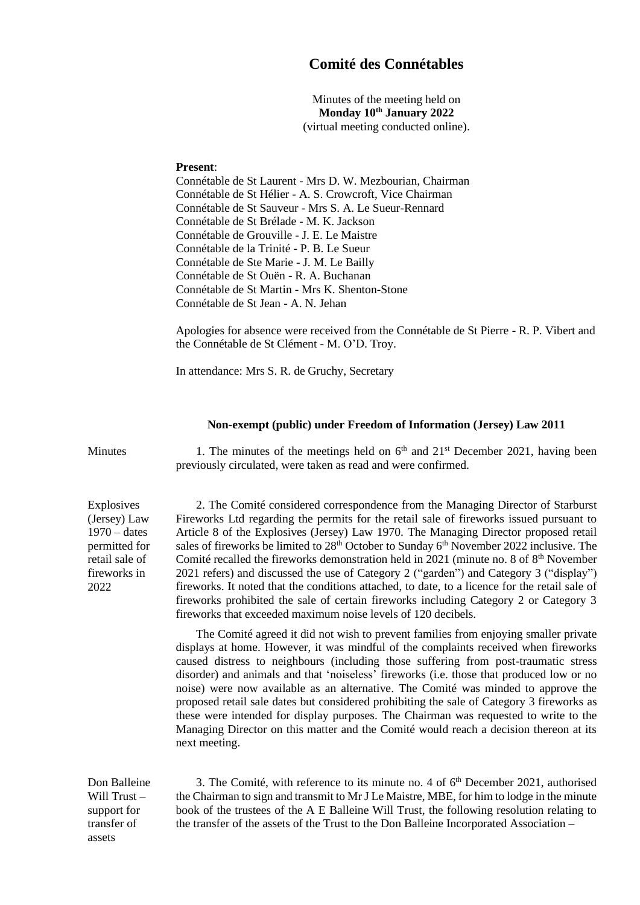# Comité des Connétables

Minutes of the meeting held on
**Monday 10th January 2022**
(virtual meeting conducted online).

**Present**:

Connétable de St Laurent - Mrs D. W. Mezbourian, Chairman
Connétable de St Hélier - A. S. Crowcroft, Vice Chairman
Connétable de St Sauveur - Mrs S. A. Le Sueur-Rennard
Connétable de St Brélade - M. K. Jackson
Connétable de Grouville - J. E. Le Maistre
Connétable de la Trinité - P. B. Le Sueur
Connétable de Ste Marie - J. M. Le Bailly
Connétable de St Ouën - R. A. Buchanan
Connétable de St Martin - Mrs K. Shenton-Stone
Connétable de St Jean - A. N. Jehan

Apologies for absence were received from the Connétable de St Pierre - R. P. Vibert and the Connétable de St Clément - M. O'D. Troy.

In attendance: Mrs S. R. de Gruchy, Secretary

**Non-exempt (public) under Freedom of Information (Jersey) Law 2011**

**Minutes**

1. The minutes of the meetings held on 6th and 21st December 2021, having been previously circulated, were taken as read and were confirmed.

**Explosives (Jersey) Law 1970 – dates permitted for retail sale of fireworks in 2022**

2. The Comité considered correspondence from the Managing Director of Starburst Fireworks Ltd regarding the permits for the retail sale of fireworks issued pursuant to Article 8 of the Explosives (Jersey) Law 1970. The Managing Director proposed retail sales of fireworks be limited to 28th October to Sunday 6th November 2022 inclusive. The Comité recalled the fireworks demonstration held in 2021 (minute no. 8 of 8th November 2021 refers) and discussed the use of Category 2 ("garden") and Category 3 ("display") fireworks. It noted that the conditions attached, to date, to a licence for the retail sale of fireworks prohibited the sale of certain fireworks including Category 2 or Category 3 fireworks that exceeded maximum noise levels of 120 decibels.

The Comité agreed it did not wish to prevent families from enjoying smaller private displays at home. However, it was mindful of the complaints received when fireworks caused distress to neighbours (including those suffering from post-traumatic stress disorder) and animals and that 'noiseless' fireworks (i.e. those that produced low or no noise) were now available as an alternative. The Comité was minded to approve the proposed retail sale dates but considered prohibiting the sale of Category 3 fireworks as these were intended for display purposes. The Chairman was requested to write to the Managing Director on this matter and the Comité would reach a decision thereon at its next meeting.

**Don Balleine Will Trust – support for transfer of assets**

3. The Comité, with reference to its minute no. 4 of 6th December 2021, authorised the Chairman to sign and transmit to Mr J Le Maistre, MBE, for him to lodge in the minute book of the trustees of the A E Balleine Will Trust, the following resolution relating to the transfer of the assets of the Trust to the Don Balleine Incorporated Association –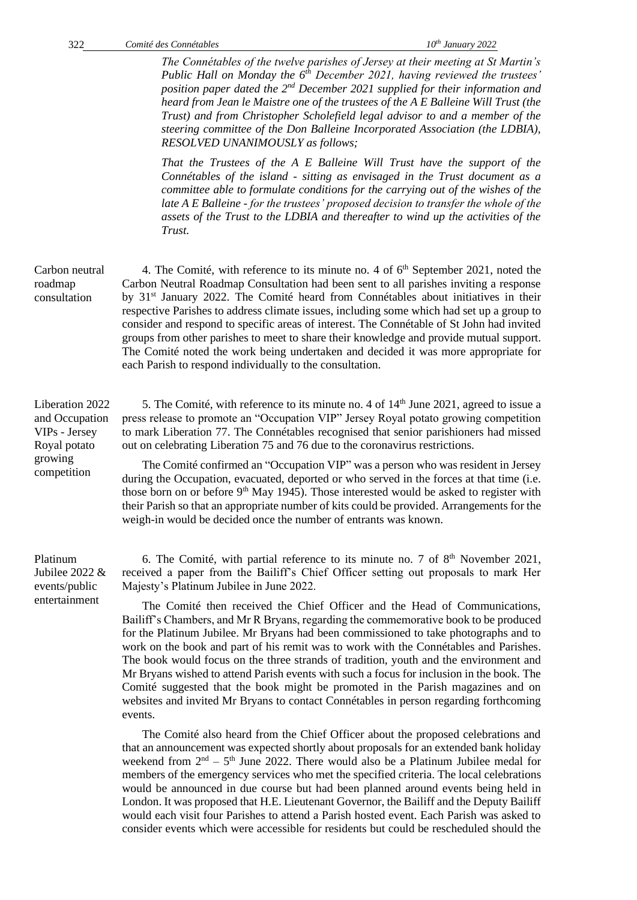*The Connétables of the twelve parishes of Jersey at their meeting at St Martin's Public Hall on Monday the 6th December 2021, having reviewed the trustees' position paper dated the 2nd December 2021 supplied for their information and heard from Jean le Maistre one of the trustees of the A E Balleine Will Trust (the Trust) and from Christopher Scholefield legal advisor to and a member of the steering committee of the Don Balleine Incorporated Association (the LDBIA), RESOLVED UNANIMOUSLY as follows;*

*That the Trustees of the A E Balleine Will Trust have the support of the Connétables of the island - sitting as envisaged in the Trust document as a committee able to formulate conditions for the carrying out of the wishes of the late A E Balleine - for the trustees' proposed decision to transfer the whole of the assets of the Trust to the LDBIA and thereafter to wind up the activities of the Trust.*

**Carbon neutral roadmap consultation**

4. The Comité, with reference to its minute no. 4 of 6th September 2021, noted the Carbon Neutral Roadmap Consultation had been sent to all parishes inviting a response by 31st January 2022. The Comité heard from Connétables about initiatives in their respective Parishes to address climate issues, including some which had set up a group to consider and respond to specific areas of interest. The Connétable of St John had invited groups from other parishes to meet to share their knowledge and provide mutual support. The Comité noted the work being undertaken and decided it was more appropriate for each Parish to respond individually to the consultation.

**Liberation 2022 and Occupation VIPs - Jersey Royal potato growing competition**

5. The Comité, with reference to its minute no. 4 of 14th June 2021, agreed to issue a press release to promote an "Occupation VIP" Jersey Royal potato growing competition to mark Liberation 77. The Connétables recognised that senior parishioners had missed out on celebrating Liberation 75 and 76 due to the coronavirus restrictions.

The Comité confirmed an "Occupation VIP" was a person who was resident in Jersey during the Occupation, evacuated, deported or who served in the forces at that time (i.e. those born on or before 9th May 1945). Those interested would be asked to register with their Parish so that an appropriate number of kits could be provided. Arrangements for the weigh-in would be decided once the number of entrants was known.

**Platinum Jubilee 2022 & events/public entertainment**

6. The Comité, with partial reference to its minute no. 7 of 8th November 2021, received a paper from the Bailiff's Chief Officer setting out proposals to mark Her Majesty's Platinum Jubilee in June 2022.

The Comité then received the Chief Officer and the Head of Communications, Bailiff's Chambers, and Mr R Bryans, regarding the commemorative book to be produced for the Platinum Jubilee. Mr Bryans had been commissioned to take photographs and to work on the book and part of his remit was to work with the Connétables and Parishes. The book would focus on the three strands of tradition, youth and the environment and Mr Bryans wished to attend Parish events with such a focus for inclusion in the book. The Comité suggested that the book might be promoted in the Parish magazines and on websites and invited Mr Bryans to contact Connétables in person regarding forthcoming events.

The Comité also heard from the Chief Officer about the proposed celebrations and that an announcement was expected shortly about proposals for an extended bank holiday weekend from 2nd – 5th June 2022. There would also be a Platinum Jubilee medal for members of the emergency services who met the specified criteria. The local celebrations would be announced in due course but had been planned around events being held in London. It was proposed that H.E. Lieutenant Governor, the Bailiff and the Deputy Bailiff would each visit four Parishes to attend a Parish hosted event. Each Parish was asked to consider events which were accessible for residents but could be rescheduled should the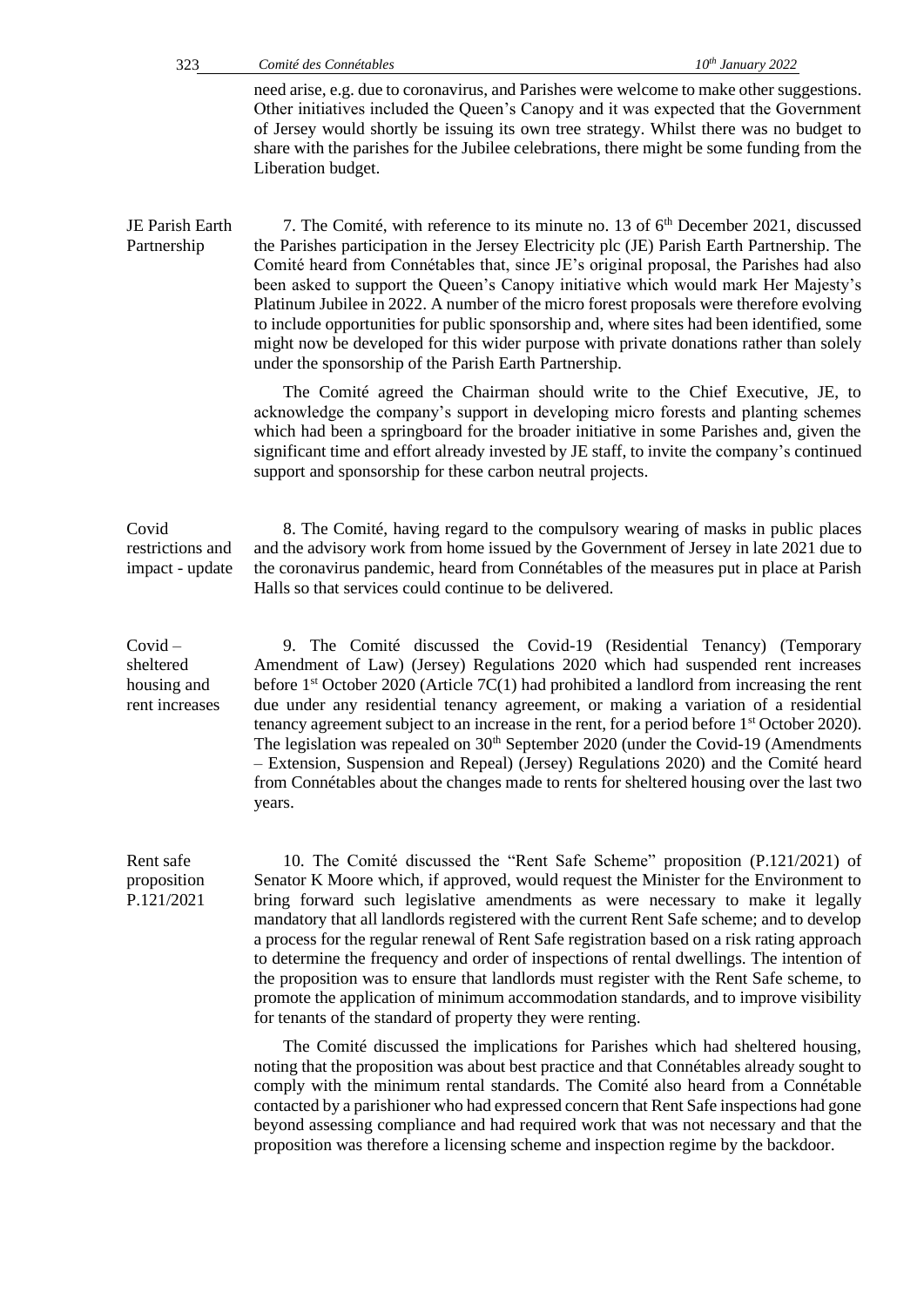need arise, e.g. due to coronavirus, and Parishes were welcome to make other suggestions. Other initiatives included the Queen's Canopy and it was expected that the Government of Jersey would shortly be issuing its own tree strategy. Whilst there was no budget to share with the parishes for the Jubilee celebrations, there might be some funding from the Liberation budget.

**JE Parish Earth Partnership**

7. The Comité, with reference to its minute no. 13 of 6th December 2021, discussed the Parishes participation in the Jersey Electricity plc (JE) Parish Earth Partnership. The Comité heard from Connétables that, since JE's original proposal, the Parishes had also been asked to support the Queen's Canopy initiative which would mark Her Majesty's Platinum Jubilee in 2022. A number of the micro forest proposals were therefore evolving to include opportunities for public sponsorship and, where sites had been identified, some might now be developed for this wider purpose with private donations rather than solely under the sponsorship of the Parish Earth Partnership.

The Comité agreed the Chairman should write to the Chief Executive, JE, to acknowledge the company's support in developing micro forests and planting schemes which had been a springboard for the broader initiative in some Parishes and, given the significant time and effort already invested by JE staff, to invite the company's continued support and sponsorship for these carbon neutral projects.

**Covid restrictions and impact - update**

8. The Comité, having regard to the compulsory wearing of masks in public places and the advisory work from home issued by the Government of Jersey in late 2021 due to the coronavirus pandemic, heard from Connétables of the measures put in place at Parish Halls so that services could continue to be delivered.

**Covid – sheltered housing and rent increases**

9. The Comité discussed the Covid-19 (Residential Tenancy) (Temporary Amendment of Law) (Jersey) Regulations 2020 which had suspended rent increases before 1st October 2020 (Article 7C(1) had prohibited a landlord from increasing the rent due under any residential tenancy agreement, or making a variation of a residential tenancy agreement subject to an increase in the rent, for a period before 1st October 2020). The legislation was repealed on 30th September 2020 (under the Covid-19 (Amendments – Extension, Suspension and Repeal) (Jersey) Regulations 2020) and the Comité heard from Connétables about the changes made to rents for sheltered housing over the last two years.

**Rent safe proposition P.121/2021**

10. The Comité discussed the "Rent Safe Scheme" proposition (P.121/2021) of Senator K Moore which, if approved, would request the Minister for the Environment to bring forward such legislative amendments as were necessary to make it legally mandatory that all landlords registered with the current Rent Safe scheme; and to develop a process for the regular renewal of Rent Safe registration based on a risk rating approach to determine the frequency and order of inspections of rental dwellings. The intention of the proposition was to ensure that landlords must register with the Rent Safe scheme, to promote the application of minimum accommodation standards, and to improve visibility for tenants of the standard of property they were renting.

The Comité discussed the implications for Parishes which had sheltered housing, noting that the proposition was about best practice and that Connétables already sought to comply with the minimum rental standards. The Comité also heard from a Connétable contacted by a parishioner who had expressed concern that Rent Safe inspections had gone beyond assessing compliance and had required work that was not necessary and that the proposition was therefore a licensing scheme and inspection regime by the backdoor.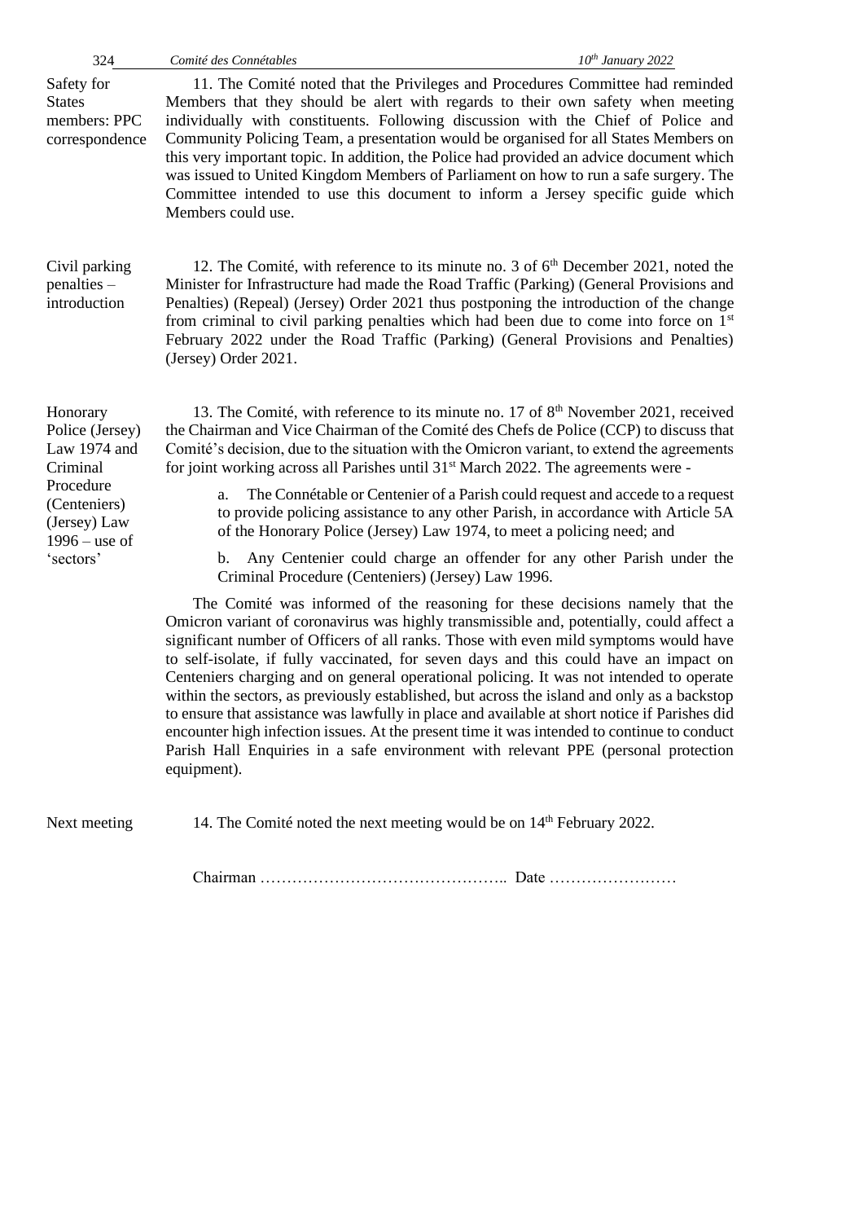**Safety for States members: PPC correspondence**

11. The Comité noted that the Privileges and Procedures Committee had reminded Members that they should be alert with regards to their own safety when meeting individually with constituents. Following discussion with the Chief of Police and Community Policing Team, a presentation would be organised for all States Members on this very important topic. In addition, the Police had provided an advice document which was issued to United Kingdom Members of Parliament on how to run a safe surgery. The Committee intended to use this document to inform a Jersey specific guide which Members could use.

**Civil parking penalties – introduction**

12. The Comité, with reference to its minute no. 3 of 6th December 2021, noted the Minister for Infrastructure had made the Road Traffic (Parking) (General Provisions and Penalties) (Repeal) (Jersey) Order 2021 thus postponing the introduction of the change from criminal to civil parking penalties which had been due to come into force on 1st February 2022 under the Road Traffic (Parking) (General Provisions and Penalties) (Jersey) Order 2021.

**Honorary Police (Jersey) Law 1974 and Criminal Procedure (Centeniers) (Jersey) Law 1996 – use of 'sectors'**

13. The Comité, with reference to its minute no. 17 of 8th November 2021, received the Chairman and Vice Chairman of the Comité des Chefs de Police (CCP) to discuss that Comité's decision, due to the situation with the Omicron variant, to extend the agreements for joint working across all Parishes until 31st March 2022. The agreements were -

a. The Connétable or Centenier of a Parish could request and accede to a request to provide policing assistance to any other Parish, in accordance with Article 5A of the Honorary Police (Jersey) Law 1974, to meet a policing need; and

b. Any Centenier could charge an offender for any other Parish under the Criminal Procedure (Centeniers) (Jersey) Law 1996.

The Comité was informed of the reasoning for these decisions namely that the Omicron variant of coronavirus was highly transmissible and, potentially, could affect a significant number of Officers of all ranks. Those with even mild symptoms would have to self-isolate, if fully vaccinated, for seven days and this could have an impact on Centeniers charging and on general operational policing. It was not intended to operate within the sectors, as previously established, but across the island and only as a backstop to ensure that assistance was lawfully in place and available at short notice if Parishes did encounter high infection issues. At the present time it was intended to continue to conduct Parish Hall Enquiries in a safe environment with relevant PPE (personal protection equipment).

**Next meeting**

14. The Comité noted the next meeting would be on 14th February 2022.

Chairman ……………………………………….. Date ……………………